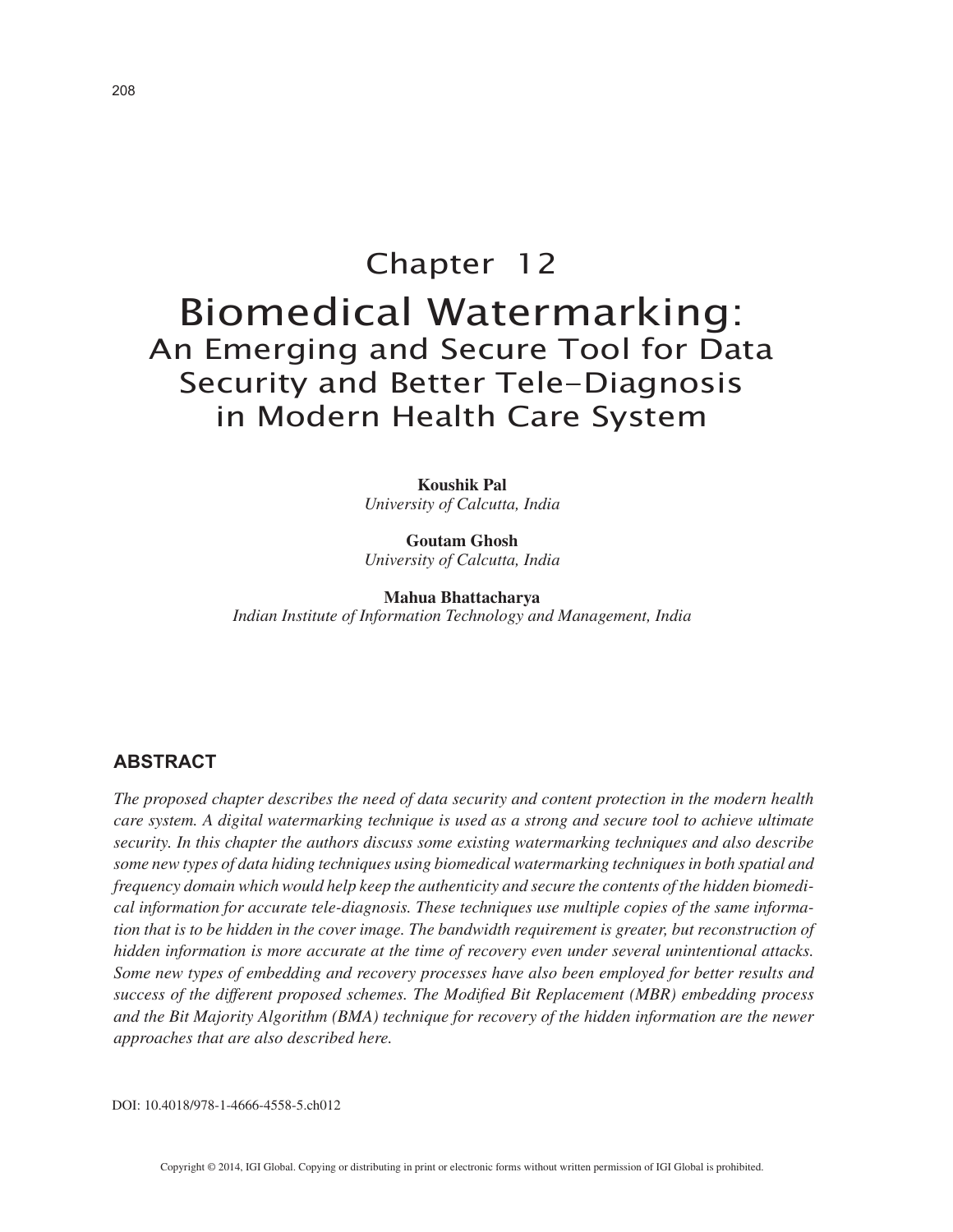# Chapter 12

# Biomedical Watermarking:
## An Emerging and Secure Tool for Data Security and Better Tele-Diagnosis in Modern Health Care System

**Koushik Pal**
*University of Calcutta, India*

**Goutam Ghosh**
*University of Calcutta, India*

**Mahua Bhattacharya**
*Indian Institute of Information Technology and Management, India*

## ABSTRACT

*The proposed chapter describes the need of data security and content protection in the modern health care system. A digital watermarking technique is used as a strong and secure tool to achieve ultimate security. In this chapter the authors discuss some existing watermarking techniques and also describe some new types of data hiding techniques using biomedical watermarking techniques in both spatial and frequency domain which would help keep the authenticity and secure the contents of the hidden biomedical information for accurate tele-diagnosis. These techniques use multiple copies of the same information that is to be hidden in the cover image. The bandwidth requirement is greater, but reconstruction of hidden information is more accurate at the time of recovery even under several unintentional attacks. Some new types of embedding and recovery processes have also been employed for better results and success of the different proposed schemes. The Modified Bit Replacement (MBR) embedding process and the Bit Majority Algorithm (BMA) technique for recovery of the hidden information are the newer approaches that are also described here.*

DOI: 10.4018/978-1-4666-4558-5.ch012

Copyright © 2014, IGI Global. Copying or distributing in print or electronic forms without written permission of IGI Global is prohibited.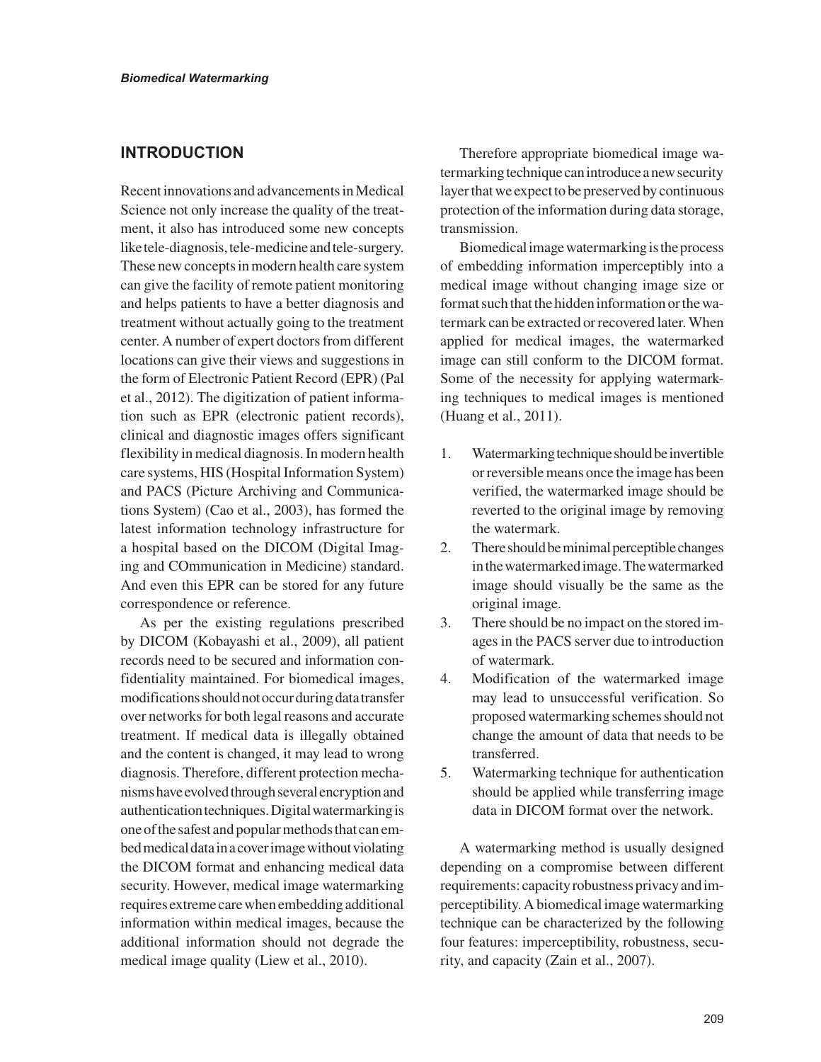## INTRODUCTION

Recent innovations and advancements in Medical Science not only increase the quality of the treatment, it also has introduced some new concepts like tele-diagnosis, tele-medicine and tele-surgery. These new concepts in modern health care system can give the facility of remote patient monitoring and helps patients to have a better diagnosis and treatment without actually going to the treatment center. A number of expert doctors from different locations can give their views and suggestions in the form of Electronic Patient Record (EPR) (Pal et al., 2012). The digitization of patient information such as EPR (electronic patient records), clinical and diagnostic images offers significant flexibility in medical diagnosis. In modern health care systems, HIS (Hospital Information System) and PACS (Picture Archiving and Communications System) (Cao et al., 2003), has formed the latest information technology infrastructure for a hospital based on the DICOM (Digital Imaging and COmmunication in Medicine) standard. And even this EPR can be stored for any future correspondence or reference.

As per the existing regulations prescribed by DICOM (Kobayashi et al., 2009), all patient records need to be secured and information confidentiality maintained. For biomedical images, modifications should not occur during data transfer over networks for both legal reasons and accurate treatment. If medical data is illegally obtained and the content is changed, it may lead to wrong diagnosis. Therefore, different protection mechanisms have evolved through several encryption and authentication techniques. Digital watermarking is one of the safest and popular methods that can embed medical data in a cover image without violating the DICOM format and enhancing medical data security. However, medical image watermarking requires extreme care when embedding additional information within medical images, because the additional information should not degrade the medical image quality (Liew et al., 2010).

Therefore appropriate biomedical image watermarking technique can introduce a new security layer that we expect to be preserved by continuous protection of the information during data storage, transmission.

Biomedical image watermarking is the process of embedding information imperceptibly into a medical image without changing image size or format such that the hidden information or the watermark can be extracted or recovered later. When applied for medical images, the watermarked image can still conform to the DICOM format. Some of the necessity for applying watermarking techniques to medical images is mentioned (Huang et al., 2011).

1. Watermarking technique should be invertible or reversible means once the image has been verified, the watermarked image should be reverted to the original image by removing the watermark.
2. There should be minimal perceptible changes in the watermarked image. The watermarked image should visually be the same as the original image.
3. There should be no impact on the stored images in the PACS server due to introduction of watermark.
4. Modification of the watermarked image may lead to unsuccessful verification. So proposed watermarking schemes should not change the amount of data that needs to be transferred.
5. Watermarking technique for authentication should be applied while transferring image data in DICOM format over the network.

A watermarking method is usually designed depending on a compromise between different requirements: capacity robustness privacy and imperceptibility. A biomedical image watermarking technique can be characterized by the following four features: imperceptibility, robustness, security, and capacity (Zain et al., 2007).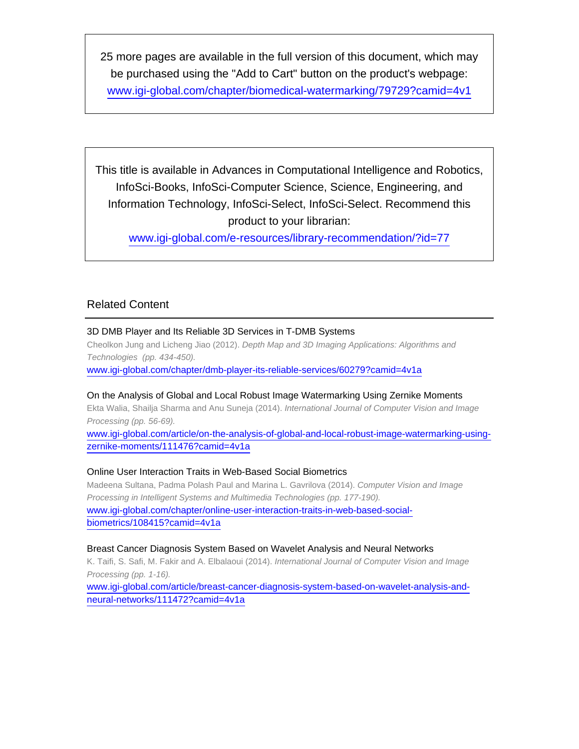25 more pages are available in the full version of this document, which may be purchased using the "Add to Cart" button on the product's webpage:
www.igi-global.com/chapter/biomedical-watermarking/79729?camid=4v1

This title is available in Advances in Computational Intelligence and Robotics, InfoSci-Books, InfoSci-Computer Science, Science, Engineering, and Information Technology, InfoSci-Select, InfoSci-Select. Recommend this product to your librarian:
www.igi-global.com/e-resources/library-recommendation/?id=77

## Related Content

3D DMB Player and Its Reliable 3D Services in T-DMB Systems
Cheolkon Jung and Licheng Jiao (2012). *Depth Map and 3D Imaging Applications: Algorithms and Technologies (pp. 434-450).*
www.igi-global.com/chapter/dmb-player-its-reliable-services/60279?camid=4v1a

On the Analysis of Global and Local Robust Image Watermarking Using Zernike Moments
Ekta Walia, Shailja Sharma and Anu Suneja (2014). *International Journal of Computer Vision and Image Processing (pp. 56-69).*
www.igi-global.com/article/on-the-analysis-of-global-and-local-robust-image-watermarking-using-zernike-moments/111476?camid=4v1a

Online User Interaction Traits in Web-Based Social Biometrics
Madeena Sultana, Padma Polash Paul and Marina L. Gavrilova (2014). *Computer Vision and Image Processing in Intelligent Systems and Multimedia Technologies (pp. 177-190).*
www.igi-global.com/chapter/online-user-interaction-traits-in-web-based-social-biometrics/108415?camid=4v1a

Breast Cancer Diagnosis System Based on Wavelet Analysis and Neural Networks
K. Taifi, S. Safi, M. Fakir and A. Elbalaoui (2014). *International Journal of Computer Vision and Image Processing (pp. 1-16).*
www.igi-global.com/article/breast-cancer-diagnosis-system-based-on-wavelet-analysis-and-neural-networks/111472?camid=4v1a